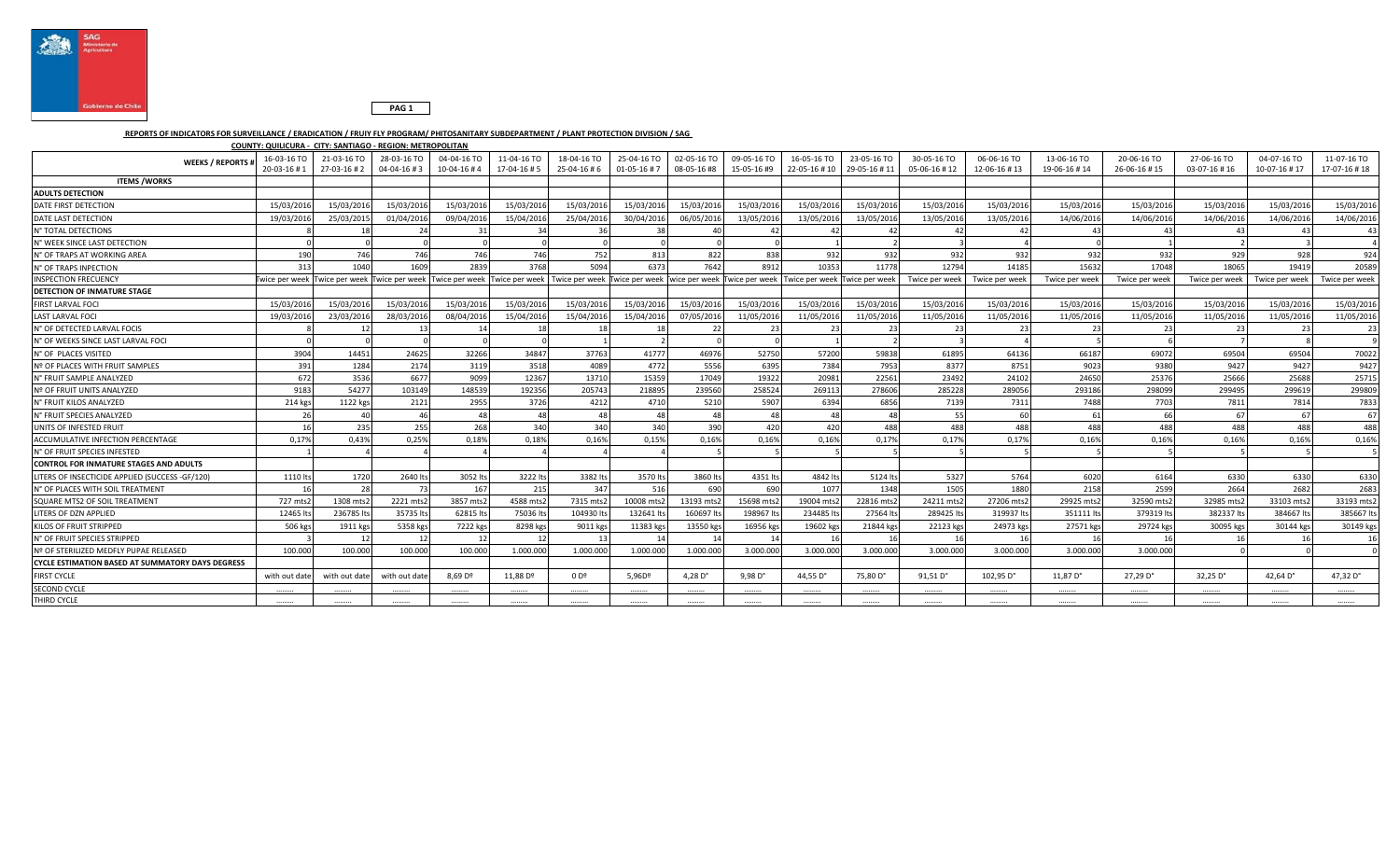**PAG 1**

**REPORTS OF INDICATORS FOR SURVEILLANCE / ERADICATION / FRUIY FLY PROGRAM/ PHITOSANITARY SUBDEPARTMENT / PLANT PROTECTION DIVISION / SAG**

**COUNTY: QUILICURA - CITY: SANTIAGO - REGION: METROPOLITAN**

| WEEKS / REPORTS # | 16-03-16 TO 20-03-16 # 1 | 21-03-16 TO 27-03-16 # 2 | 28-03-16 TO 04-04-16 # 3 | 04-04-16 TO 10-04-16 # 4 | 11-04-16 TO 17-04-16 # 5 | 18-04-16 TO 25-04-16 # 6 | 25-04-16 TO 01-05-16 # 7 | 02-05-16 TO 08-05-16 #8 | 09-05-16 TO 15-05-16 #9 | 16-05-16 TO 22-05-16 # 10 | 23-05-16 TO 29-05-16 # 11 | 30-05-16 TO 05-06-16 # 12 | 06-06-16 TO 12-06-16 # 13 | 13-06-16 TO 19-06-16 # 14 | 20-06-16 TO 26-06-16 # 15 | 27-06-16 TO 03-07-16 # 16 | 04-07-16 TO 10-07-16 # 17 | 11-07-16 TO 17-07-16 # 18 |
|---|---|---|---|---|---|---|---|---|---|---|---|---|---|---|---|---|---|---|
| **ITEMS /WORKS** | | | | | | | | | | | | | | | | | | |
| **ADULTS DETECTION** | | | | | | | | | | | | | | | | | | |
| DATE FIRST DETECTION | 15/03/2016 | 15/03/2016 | 15/03/2016 | 15/03/2016 | 15/03/2016 | 15/03/2016 | 15/03/2016 | 15/03/2016 | 15/03/2016 | 15/03/2016 | 15/03/2016 | 15/03/2016 | 15/03/2016 | 15/03/2016 | 15/03/2016 | 15/03/2016 | 15/03/2016 | 15/03/2016 |
| DATE LAST DETECTION | 19/03/2016 | 25/03/2015 | 01/04/2016 | 09/04/2016 | 15/04/2016 | 25/04/2016 | 30/04/2016 | 06/05/2016 | 13/05/2016 | 13/05/2016 | 13/05/2016 | 13/05/2016 | 13/05/2016 | 14/06/2016 | 14/06/2016 | 14/06/2016 | 14/06/2016 | 14/06/2016 |
| N° TOTAL DETECTIONS | 8 | 18 | 24 | 31 | 34 | 36 | 38 | 40 | 42 | 42 | 42 | 42 | 42 | 43 | 43 | 43 | 43 | 43 |
| N° WEEK SINCE LAST DETECTION | 0 | 0 | 0 | 0 | 0 | 0 | 0 | 0 | 0 | 1 | 2 | 3 | 4 | 0 | 1 | 2 | 3 | 4 |
| N° OF TRAPS AT WORKING AREA | 190 | 746 | 746 | 746 | 746 | 752 | 813 | 822 | 838 | 932 | 932 | 932 | 932 | 932 | 932 | 929 | 928 | 924 |
| N° OF TRAPS INPECTION | 313 | 1040 | 1609 | 2839 | 3768 | 5094 | 6373 | 7642 | 8912 | 10353 | 11778 | 12794 | 14185 | 15632 | 17048 | 18065 | 19419 | 20589 |
| INSPECTION FRECUENCY | Twice per week | Twice per week | Twice per week | Twice per week | Twice per week | Twice per week | Twice per week | Twice per week | Twice per week | Twice per week | Twice per week | Twice per week | Twice per week | Twice per week | Twice per week | Twice per week | Twice per week | Twice per week |
| **DETECTION OF INMATURE STAGE** | | | | | | | | | | | | | | | | | | |
| FIRST LARVAL FOCI | 15/03/2016 | 15/03/2016 | 15/03/2016 | 15/03/2016 | 15/03/2016 | 15/03/2016 | 15/03/2016 | 15/03/2016 | 15/03/2016 | 15/03/2016 | 15/03/2016 | 15/03/2016 | 15/03/2016 | 15/03/2016 | 15/03/2016 | 15/03/2016 | 15/03/2016 | 15/03/2016 |
| LAST LARVAL FOCI | 19/03/2016 | 23/03/2016 | 28/03/2016 | 08/04/2016 | 15/04/2016 | 15/04/2016 | 15/04/2016 | 07/05/2016 | 11/05/2016 | 11/05/2016 | 11/05/2016 | 11/05/2016 | 11/05/2016 | 11/05/2016 | 11/05/2016 | 11/05/2016 | 11/05/2016 | 11/05/2016 |
| N° OF DETECTED LARVAL FOCIS | 8 | 12 | 13 | 14 | 18 | 18 | 18 | 22 | 23 | 23 | 23 | 23 | 23 | 23 | 23 | 23 | 23 | 23 |
| N° OF WEEKS SINCE LAST LARVAL FOCI | 0 | 0 | 0 | 0 | 0 | 1 | 2 | 0 | 0 | 1 | 2 | 3 | 4 | 5 | 6 | 7 | 8 | 9 |
| N° OF PLACES VISITED | 3904 | 14451 | 24625 | 32266 | 34847 | 37763 | 41777 | 46976 | 52750 | 57200 | 59838 | 61895 | 64136 | 66187 | 69072 | 69504 | 69504 | 70022 |
| Nº OF PLACES WITH FRUIT SAMPLES | 391 | 1284 | 2174 | 3119 | 3518 | 4089 | 4772 | 5556 | 6395 | 7384 | 7953 | 8377 | 8751 | 9023 | 9380 | 9427 | 9427 | 9427 |
| N° FRUIT SAMPLE ANALYZED | 672 | 3536 | 6677 | 9099 | 12367 | 13710 | 15359 | 17049 | 19322 | 20981 | 22561 | 23492 | 24102 | 24650 | 25376 | 25666 | 25688 | 25715 |
| Nº OF FRUIT UNITS ANALYZED | 9183 | 54277 | 103149 | 148539 | 192356 | 205743 | 218895 | 239560 | 258524 | 269113 | 278606 | 285228 | 289056 | 293186 | 298099 | 299495 | 299619 | 299809 |
| N° FRUIT KILOS ANALYZED | 214 kgs | 1122 kgs | 2121 | 2955 | 3726 | 4212 | 4710 | 5210 | 5907 | 6394 | 6856 | 7139 | 7311 | 7488 | 7703 | 7811 | 7814 | 7833 |
| N° FRUIT SPECIES ANALYZED | 26 | 40 | 46 | 48 | 48 | 48 | 48 | 48 | 48 | 48 | 48 | 55 | 60 | 61 | 66 | 67 | 67 | 67 |
| UNITS OF INFESTED FRUIT | 16 | 235 | 255 | 268 | 340 | 340 | 340 | 390 | 420 | 420 | 488 | 488 | 488 | 488 | 488 | 488 | 488 | 488 |
| ACCUMULATIVE INFECTION PERCENTAGE | 0,17% | 0,43% | 0,25% | 0,18% | 0,18% | 0,16% | 0,15% | 0,16% | 0,16% | 0,16% | 0,17% | 0,17% | 0,17% | 0,16% | 0,16% | 0,16% | 0,16% | 0,16% |
| N° OF FRUIT SPECIES INFESTED | 1 | 4 | 4 | 4 | 4 | 4 | 4 | 5 | 5 | 5 | 5 | 5 | 5 | 5 | 5 | 5 | 5 | 5 |
| **CONTROL FOR INMATURE STAGES AND ADULTS** | | | | | | | | | | | | | | | | | | |
| LITERS OF INSECTICIDE APPLIED (SUCCESS -GF/120) | 1110 lts | 1720 | 2640 lts | 3052 lts | 3222 lts | 3382 lts | 3570 lts | 3860 lts | 4351 lts | 4842 lts | 5124 lts | 5327 | 5764 | 6020 | 6164 | 6330 | 6330 | 6330 |
| N° OF PLACES WITH SOIL TREATMENT | 16 | 28 | 73 | 167 | 215 | 347 | 516 | 690 | 690 | 1077 | 1348 | 1505 | 1880 | 2158 | 2599 | 2664 | 2682 | 2683 |
| SQUARE MTS2 OF SOIL TREATMENT | 727 mts2 | 1308 mts2 | 2221 mts2 | 3857 mts2 | 4588 mts2 | 7315 mts2 | 10008 mts2 | 13193 mts2 | 15698 mts2 | 19004 mts2 | 22816 mts2 | 24211 mts2 | 27206 mts2 | 29925 mts2 | 32590 mts2 | 32985 mts2 | 33103 mts2 | 33193 mts2 |
| LITERS OF DZN APPLIED | 12465 lts | 236785 lts | 35735 lts | 62815 lts | 75036 lts | 104930 lts | 132641 lts | 160697 lts | 198967 lts | 234485 lts | 27564 lts | 289425 lts | 319937 lts | 351111 lts | 379319 lts | 382337 lts | 384667 lts | 385667 lts |
| KILOS OF FRUIT STRIPPED | 506 kgs | 1911 kgs | 5358 kgs | 7222 kgs | 8298 kgs | 9011 kgs | 11383 kgs | 13550 kgs | 16956 kgs | 19602 kgs | 21844 kgs | 22123 kgs | 24973 kgs | 27571 kgs | 29724 kgs | 30095 kgs | 30144 kgs | 30149 kgs |
| N° OF FRUIT SPECIES STRIPPED | 3 | 12 | 12 | 12 | 12 | 13 | 14 | 14 | 14 | 16 | 16 | 16 | 16 | 16 | 16 | 16 | 16 | 16 |
| Nº OF STERILIZED MEDFLY PUPAE RELEASED | 100.000 | 100.000 | 100.000 | 100.000 | 1.000.000 | 1.000.000 | 1.000.000 | 1.000.000 | 3.000.000 | 3.000.000 | 3.000.000 | 3.000.000 | 3.000.000 | 3.000.000 | 3.000.000 | 0 | 0 | 0 |
| **CYCLE ESTIMATION BASED AT SUMMATORY DAYS DEGRESS** | | | | | | | | | | | | | | | | | | |
| FIRST CYCLE | with out date | with out date | with out date | 8,69 Dº | 11,88 Dº | 0 Dº | 5,96Dº | 4,28 D° | 9,98 D° | 44,55 D° | 75,80 D° | 91,51 D° | 102,95 D° | 11,87 D° | 27,29 D° | 32,25 D° | 42,64 D° | 47,32 D° |
| SECOND CYCLE | ......... | ......... | ......... | ......... | ......... | ......... | ......... | ......... | ......... | ......... | ......... | ......... | ......... | ......... | ......... | ......... | ......... | ......... |
| THIRD CYCLE | ......... | ......... | ......... | ......... | ......... | ......... | ......... | ......... | ......... | ......... | ......... | ......... | ......... | ......... | ......... | ......... | ......... | ......... |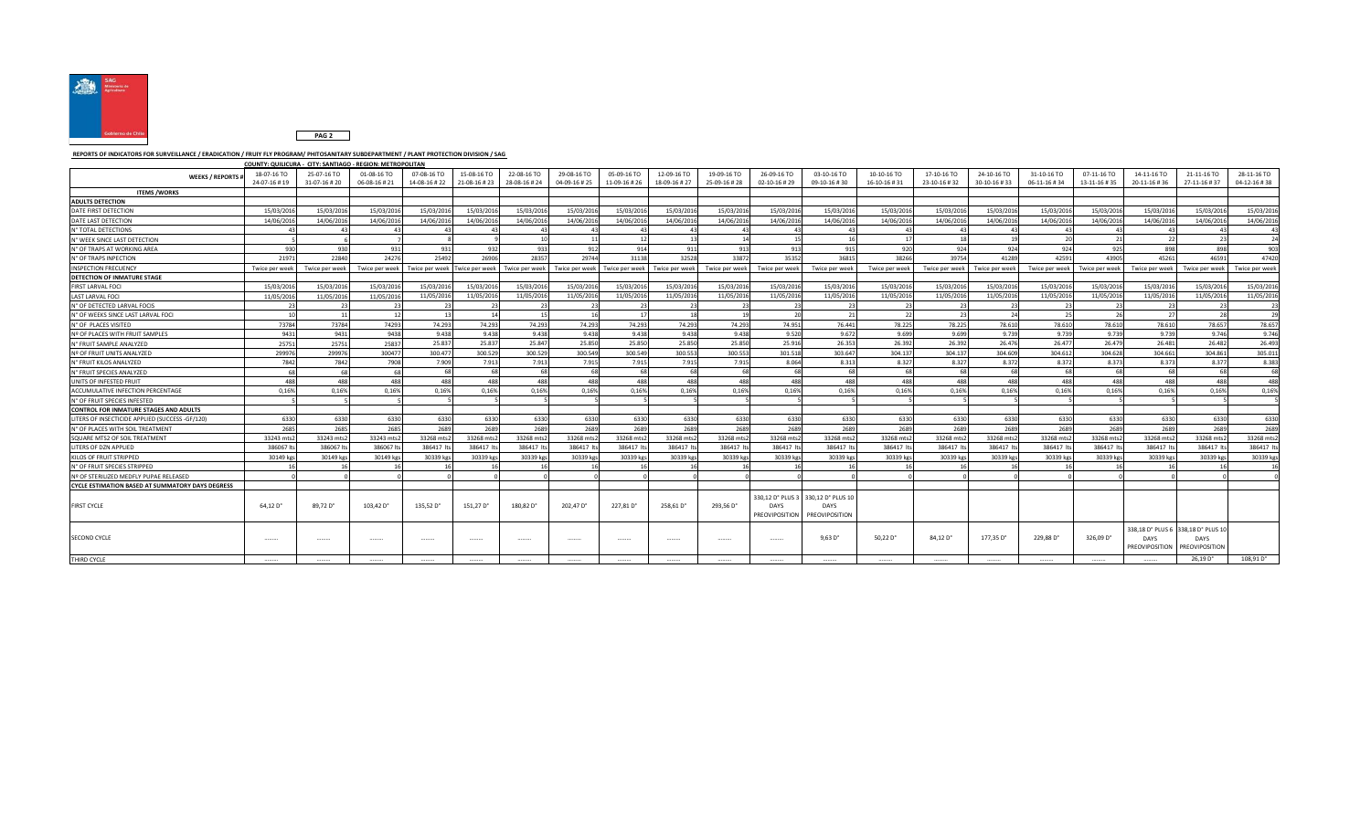**PAG 2**

**REPORTS OF INDICATORS FOR SURVEILLANCE / ERADICATION / FRUIY FLY PROGRAM/ PHITOSANITARY SUBDEPARTMENT / PLANT PROTECTION DIVISION / SAG**

**COUNTY: QUILICURA - CITY: SANTIAGO - REGION: METROPOLITAN**

| WEEKS / REPORTS # | 18-07-16 TO 24-07-16 # 19 | 25-07-16 TO 31-07-16 # 20 | 01-08-16 TO 06-08-16 # 21 | 07-08-16 TO 14-08-16 # 22 | 15-08-16 TO 21-08-16 # 23 | 22-08-16 TO 28-08-16 # 24 | 29-08-16 TO 04-09-16 # 25 | 05-09-16 TO 11-09-16 # 26 | 12-09-16 TO 18-09-16 # 27 | 19-09-16 TO 25-09-16 # 28 | 26-09-16 TO 02-10-16 # 29 | 03-10-16 TO 09-10-16 # 30 | 10-10-16 TO 16-10-16 # 31 | 17-10-16 TO 23-10-16 # 32 | 24-10-16 TO 30-10-16 # 33 | 31-10-16 TO 06-11-16 # 34 | 07-11-16 TO 13-11-16 # 35 | 14-11-16 TO 20-11-16 # 36 | 21-11-16 TO 27-11-16 # 37 | 28-11-16 TO 04-12-16 # 38 |
|---|---|---|---|---|---|---|---|---|---|---|---|---|---|---|---|---|---|---|---|---|
| **ITEMS /WORKS** | | | | | | | | | | | | | | | | | | | | |
| **ADULTS DETECTION** | | | | | | | | | | | | | | | | | | | | |
| DATE FIRST DETECTION | 15/03/2016 | 15/03/2016 | 15/03/2016 | 15/03/2016 | 15/03/2016 | 15/03/2016 | 15/03/2016 | 15/03/2016 | 15/03/2016 | 15/03/2016 | 15/03/2016 | 15/03/2016 | 15/03/2016 | 15/03/2016 | 15/03/2016 | 15/03/2016 | 15/03/2016 | 15/03/2016 | 15/03/2016 | 15/03/2016 |
| DATE LAST DETECTION | 14/06/2016 | 14/06/2016 | 14/06/2016 | 14/06/2016 | 14/06/2016 | 14/06/2016 | 14/06/2016 | 14/06/2016 | 14/06/2016 | 14/06/2016 | 14/06/2016 | 14/06/2016 | 14/06/2016 | 14/06/2016 | 14/06/2016 | 14/06/2016 | 14/06/2016 | 14/06/2016 | 14/06/2016 | 14/06/2016 |
| N° TOTAL DETECTIONS | 43 | 43 | 43 | 43 | 43 | 43 | 43 | 43 | 43 | 43 | 43 | 43 | 43 | 43 | 43 | 43 | 43 | 43 | 43 | 43 |
| N° WEEK SINCE LAST DETECTION | 5 | 6 | 7 | 8 | 9 | 10 | 11 | 12 | 13 | 14 | 15 | 16 | 17 | 18 | 19 | 20 | 21 | 22 | 23 | 24 |
| N° OF TRAPS AT WORKING AREA | 930 | 930 | 931 | 931 | 932 | 933 | 912 | 914 | 911 | 913 | 913 | 915 | 920 | 924 | 924 | 924 | 925 | 898 | 898 | 903 |
| N° OF TRAPS INPECTION | 21971 | 22840 | 24276 | 25492 | 26906 | 28357 | 29744 | 31138 | 32528 | 33872 | 35352 | 36815 | 38266 | 39754 | 41289 | 42591 | 43905 | 45261 | 46591 | 47420 |
| INSPECTION FRECUENCY | Twice per week | Twice per week | Twice per week | Twice per week | Twice per week | Twice per week | Twice per week | Twice per week | Twice per week | Twice per week | Twice per week | Twice per week | Twice per week | Twice per week | Twice per week | Twice per week | Twice per week | Twice per week | Twice per week | Twice per week |
| **DETECTION OF INMATURE STAGE** | | | | | | | | | | | | | | | | | | | | |
| FIRST LARVAL FOCI | 15/03/2016 | 15/03/2016 | 15/03/2016 | 15/03/2016 | 15/03/2016 | 15/03/2016 | 15/03/2016 | 15/03/2016 | 15/03/2016 | 15/03/2016 | 15/03/2016 | 15/03/2016 | 15/03/2016 | 15/03/2016 | 15/03/2016 | 15/03/2016 | 15/03/2016 | 15/03/2016 | 15/03/2016 | 15/03/2016 |
| LAST LARVAL FOCI | 11/05/2016 | 11/05/2016 | 11/05/2016 | 11/05/2016 | 11/05/2016 | 11/05/2016 | 11/05/2016 | 11/05/2016 | 11/05/2016 | 11/05/2016 | 11/05/2016 | 11/05/2016 | 11/05/2016 | 11/05/2016 | 11/05/2016 | 11/05/2016 | 11/05/2016 | 11/05/2016 | 11/05/2016 | 11/05/2016 |
| N° OF DETECTED LARVAL FOCIS | 23 | 23 | 23 | 23 | 23 | 23 | 23 | 23 | 23 | 23 | 23 | 23 | 23 | 23 | 23 | 23 | 23 | 23 | 23 | 23 |
| N° OF WEEKS SINCE LAST LARVAL FOCI | 10 | 11 | 12 | 13 | 14 | 15 | 16 | 17 | 18 | 19 | 20 | 21 | 22 | 23 | 24 | 25 | 26 | 27 | 28 | 29 |
| N° OF PLACES VISITED | 73784 | 73784 | 74293 | 74.293 | 74.293 | 74.293 | 74.293 | 74.293 | 74.293 | 74.293 | 74.951 | 76.441 | 78.225 | 78.225 | 78.610 | 78.610 | 78.610 | 78.610 | 78.657 | 78.657 |
| Nº OF PLACES WITH FRUIT SAMPLES | 9431 | 9431 | 9438 | 9.438 | 9.438 | 9.438 | 9.438 | 9.438 | 9.438 | 9.438 | 9.520 | 9.672 | 9.699 | 9.699 | 9.739 | 9.739 | 9.739 | 9.739 | 9.746 | 9.746 |
| N° FRUIT SAMPLE ANALYZED | 25751 | 25751 | 25837 | 25.837 | 25.837 | 25.847 | 25.850 | 25.850 | 25.850 | 25.850 | 25.916 | 26.353 | 26.392 | 26.392 | 26.476 | 26.477 | 26.479 | 26.481 | 26.482 | 26.493 |
| Nº OF FRUIT UNITS ANALYZED | 299976 | 299976 | 300477 | 300.477 | 300.529 | 300.529 | 300.549 | 300.549 | 300.553 | 300.553 | 301.518 | 303.647 | 304.137 | 304.137 | 304.609 | 304.612 | 304.628 | 304.661 | 304.861 | 305.011 |
| N° FRUIT KILOS ANALYZED | 7842 | 7842 | 7908 | 7.909 | 7.913 | 7.913 | 7.915 | 7.915 | 7.915 | 7.915 | 8.064 | 8.313 | 8.327 | 8.327 | 8.372 | 8.372 | 8.373 | 8.373 | 8.377 | 8.383 |
| N° FRUIT SPECIES ANALYZED | 68 | 68 | 68 | 68 | 68 | 68 | 68 | 68 | 68 | 68 | 68 | 68 | 68 | 68 | 68 | 68 | 68 | 68 | 68 | 68 |
| UNITS OF INFESTED FRUIT | 488 | 488 | 488 | 488 | 488 | 488 | 488 | 488 | 488 | 488 | 488 | 488 | 488 | 488 | 488 | 488 | 488 | 488 | 488 | 488 |
| ACCUMULATIVE INFECTION PERCENTAGE | 0,16% | 0,16% | 0,16% | 0,16% | 0,16% | 0,16% | 0,16% | 0,16% | 0,16% | 0,16% | 0,16% | 0,16% | 0,16% | 0,16% | 0,16% | 0,16% | 0,16% | 0,16% | 0,16% | 0,16% |
| N° OF FRUIT SPECIES INFESTED | 5 | 5 | 5 | 5 | 5 | 5 | 5 | 5 | 5 | 5 | 5 | 5 | 5 | 5 | 5 | 5 | 5 | 5 | 5 | 5 |
| **CONTROL FOR INMATURE STAGES AND ADULTS** | | | | | | | | | | | | | | | | | | | | |
| LITERS OF INSECTICIDE APPLIED (SUCCESS -GF/120) | 6330 | 6330 | 6330 | 6330 | 6330 | 6330 | 6330 | 6330 | 6330 | 6330 | 6330 | 6330 | 6330 | 6330 | 6330 | 6330 | 6330 | 6330 | 6330 | 6330 |
| N° OF PLACES WITH SOIL TREATMENT | 2685 | 2685 | 2685 | 2689 | 2689 | 2689 | 2689 | 2689 | 2689 | 2689 | 2689 | 2689 | 2689 | 2689 | 2689 | 2689 | 2689 | 2689 | 2689 | 2689 |
| SQUARE MTS2 OF SOIL TREATMENT | 33243 mts2 | 33243 mts2 | 33243 mts2 | 33268 mts2 | 33268 mts2 | 33268 mts2 | 33268 mts2 | 33268 mts2 | 33268 mts2 | 33268 mts2 | 33268 mts2 | 33268 mts2 | 33268 mts2 | 33268 mts2 | 33268 mts2 | 33268 mts2 | 33268 mts2 | 33268 mts2 | 33268 mts2 | 33268 mts2 |
| LITERS OF DZN APPLIED | 386067 lts | 386067 lts | 386067 lts | 386417 lts | 386417 lts | 386417 lts | 386417 lts | 386417 lts | 386417 lts | 386417 lts | 386417 lts | 386417 lts | 386417 lts | 386417 lts | 386417 lts | 386417 lts | 386417 lts | 386417 lts | 386417 lts | 386417 lts |
| KILOS OF FRUIT STRIPPED | 30149 kgs | 30149 kgs | 30149 kgs | 30339 kgs | 30339 kgs | 30339 kgs | 30339 kgs | 30339 kgs | 30339 kgs | 30339 kgs | 30339 kgs | 30339 kgs | 30339 kgs | 30339 kgs | 30339 kgs | 30339 kgs | 30339 kgs | 30339 kgs | 30339 kgs | 30339 kgs |
| N° OF FRUIT SPECIES STRIPPED | 16 | 16 | 16 | 16 | 16 | 16 | 16 | 16 | 16 | 16 | 16 | 16 | 16 | 16 | 16 | 16 | 16 | 16 | 16 | 16 |
| Nº OF STERILIZED MEDFLY PUPAE RELEASED | 0 | 0 | 0 | 0 | 0 | 0 | 0 | 0 | 0 | 0 | 0 | 0 | 0 | 0 | 0 | 0 | 0 | 0 | 0 | 0 |
| **CYCLE ESTIMATION BASED AT SUMMATORY DAYS DEGRESS** | | | | | | | | | | | | | | | | | | | | |
| FIRST CYCLE | 64,12 D° | 89,72 D° | 103,42 D° | 135,52 D° | 151,27 D° | 180,82 D° | 202,47 D° | 227,81 D° | 258,61 D° | 293,56 D° | 330,12 D° PLUS 3 DAYS PREOVIPOSITION | 330,12 D° PLUS 10 DAYS PREOVIPOSITION | | | | | | | | |
| SECOND CYCLE | ....... | ....... | ....... | ....... | ....... | ....... | ....... | ....... | ....... | ....... | ....... | 9,63 D° | 50,22 D° | 84,12 D° | 177,35 D° | 229,88 D° | 326,09 D° | 338,18 D° PLUS 6 DAYS PREOVIPOSITION | 338,18 D° PLUS 10 DAYS PREOVIPOSITION | |
| THIRD CYCLE | ....... | ....... | ....... | ....... | ....... | ....... | ....... | ....... | ....... | ....... | ....... | ....... | ....... | ....... | ....... | ....... | ....... | ....... | 26,19 D° | 108,91 D° |